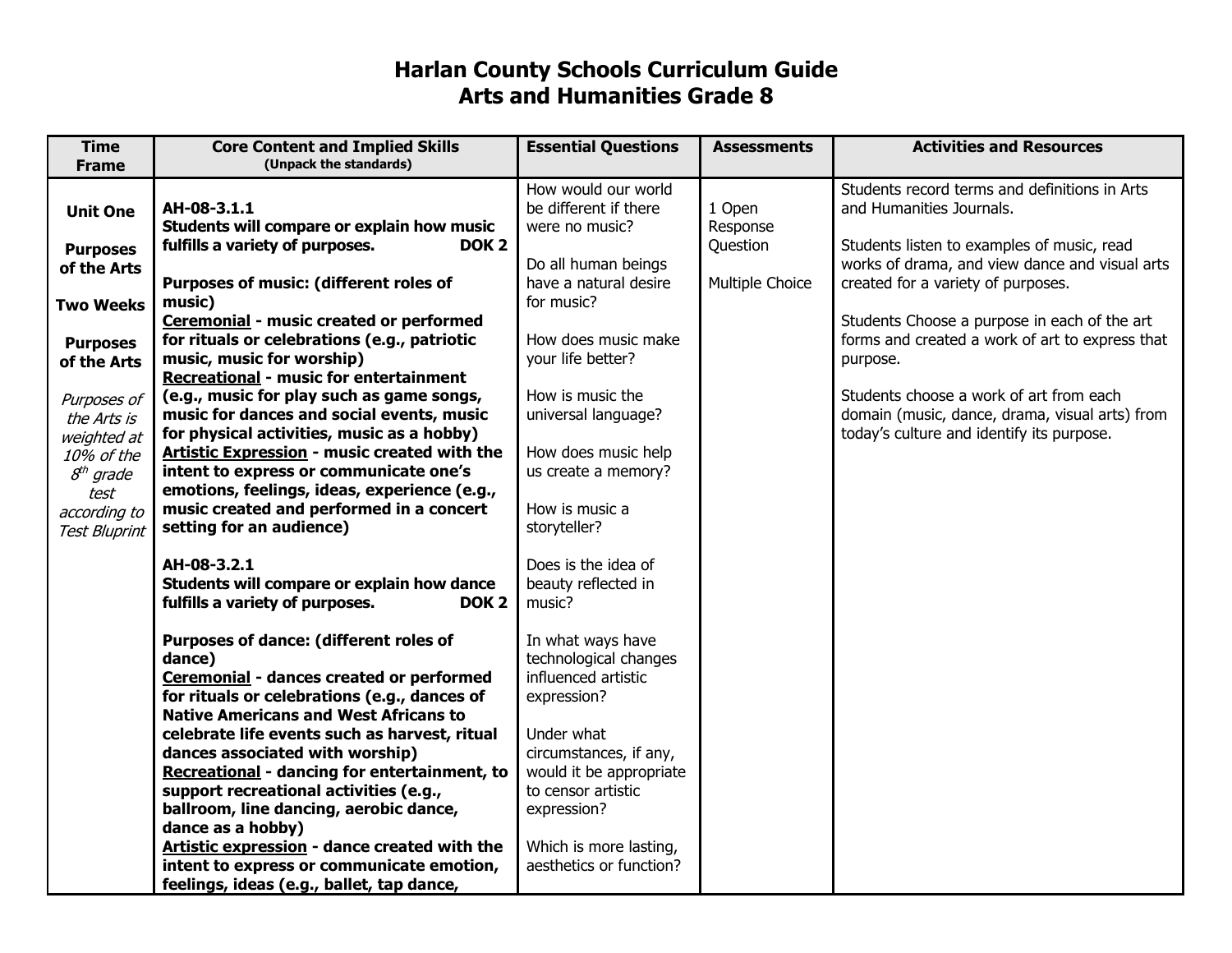# Harlan County Schools Curriculum Guide
# Arts and Humanities Grade 8

| Time Frame | Core Content and Implied Skills (Unpack the standards) | Essential Questions | Assessments | Activities and Resources |
|---|---|---|---|---|
| **Unit One**<br><br>**Purposes of the Arts**<br><br>**Two Weeks**<br><br>**Purposes of the Arts**<br><br>*Purposes of the Arts is weighted at 10% of the 8th grade test according to Test Bluprint* | **AH-08-3.1.1**<br>**Students will compare or explain how music fulfills a variety of purposes. DOK 2**<br><br>**Purposes of music: (different roles of music)**<br>**Ceremonial - music created or performed for rituals or celebrations (e.g., patriotic music, music for worship)**<br>**Recreational - music for entertainment (e.g., music for play such as game songs, music for dances and social events, music for physical activities, music as a hobby)**<br>**Artistic Expression - music created with the intent to express or communicate one's emotions, feelings, ideas, experience (e.g., music created and performed in a concert setting for an audience)**<br><br>**AH-08-3.2.1**<br>**Students will compare or explain how dance fulfills a variety of purposes. DOK 2**<br><br>**Purposes of dance: (different roles of dance)**<br>**Ceremonial - dances created or performed for rituals or celebrations (e.g., dances of Native Americans and West Africans to celebrate life events such as harvest, ritual dances associated with worship)**<br>**Recreational - dancing for entertainment, to support recreational activities (e.g., ballroom, line dancing, aerobic dance, dance as a hobby)**<br>**Artistic expression - dance created with the intent to express or communicate emotion, feelings, ideas (e.g., ballet, tap dance,** | How would our world be different if there were no music?<br><br>Do all human beings have a natural desire for music?<br><br>How does music make your life better?<br><br>How is music the universal language?<br><br>How does music help us create a memory?<br><br>How is music a storyteller?<br><br>Does is the idea of beauty reflected in music?<br><br>In what ways have technological changes influenced artistic expression?<br><br>Under what circumstances, if any, would it be appropriate to censor artistic expression?<br><br>Which is more lasting, aesthetics or function? | 1 Open Response Question<br><br>Multiple Choice | Students record terms and definitions in Arts and Humanities Journals.<br><br>Students listen to examples of music, read works of drama, and view dance and visual arts created for a variety of purposes.<br><br>Students Choose a purpose in each of the art forms and created a work of art to express that purpose.<br><br>Students choose a work of art from each domain (music, dance, drama, visual arts) from today's culture and identify its purpose. |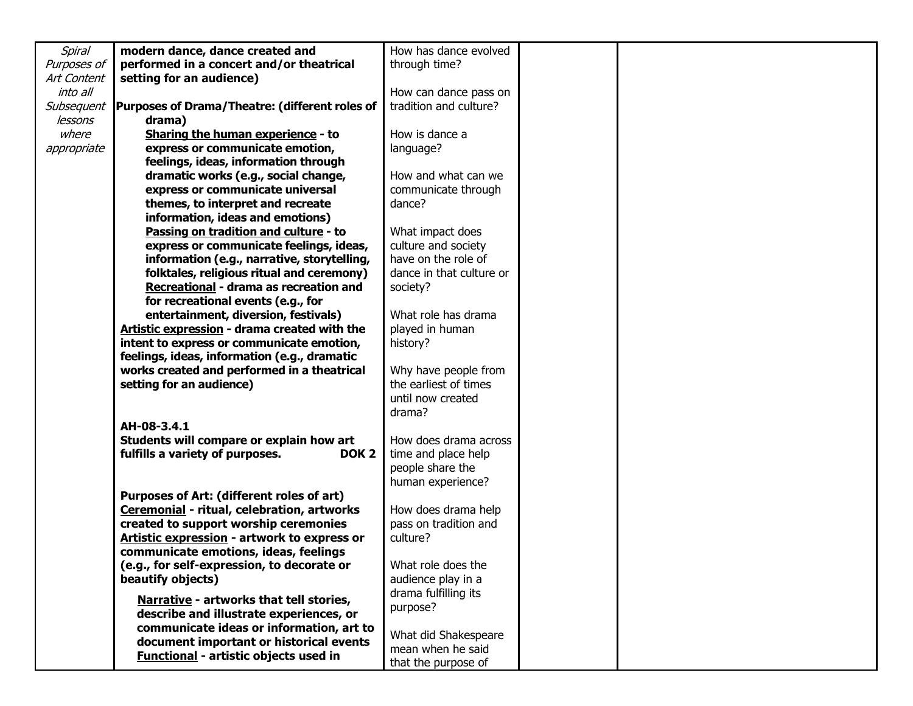| | | | | |
|---|---|---|---|---|
| *Spiral Purposes of Art Content into all Subsequent lessons where appropriate* | **modern dance, dance created and performed in a concert and/or theatrical setting for an audience)**<br><br>**Purposes of Drama/Theatre: (different roles of drama)**<br>**<u>Sharing the human experience</u> - to express or communicate emotion, feelings, ideas, information through dramatic works (e.g., social change, express or communicate universal themes, to interpret and recreate information, ideas and emotions)**<br>**<u>Passing on tradition and culture</u> - to express or communicate feelings, ideas, information (e.g., narrative, storytelling, folktales, religious ritual and ceremony)**<br>**<u>Recreational</u> - drama as recreation and for recreational events (e.g., for entertainment, diversion, festivals)**<br>**<u>Artistic expression</u> - drama created with the intent to express or communicate emotion, feelings, ideas, information (e.g., dramatic works created and performed in a theatrical setting for an audience)**<br><br>**AH-08-3.4.1**<br>**Students will compare or explain how art fulfills a variety of purposes. DOK 2**<br><br>**Purposes of Art: (different roles of art)**<br>**<u>Ceremonial</u> - ritual, celebration, artworks created to support worship ceremonies**<br>**<u>Artistic expression</u> - artwork to express or communicate emotions, ideas, feelings (e.g., for self-expression, to decorate or beautify objects)**<br>**<u>Narrative</u> - artworks that tell stories, describe and illustrate experiences, or communicate ideas or information, art to document important or historical events**<br>**<u>Functional</u> - artistic objects used in** | How has dance evolved through time?<br><br>How can dance pass on tradition and culture?<br><br>How is dance a language?<br><br>How and what can we communicate through dance?<br><br>What impact does culture and society have on the role of dance in that culture or society?<br><br>What role has drama played in human history?<br><br>Why have people from the earliest of times until now created drama?<br><br>How does drama across time and place help people share the human experience?<br><br>How does drama help pass on tradition and culture?<br><br>What role does the audience play in a drama fulfilling its purpose?<br><br>What did Shakespeare mean when he said that the purpose of | | |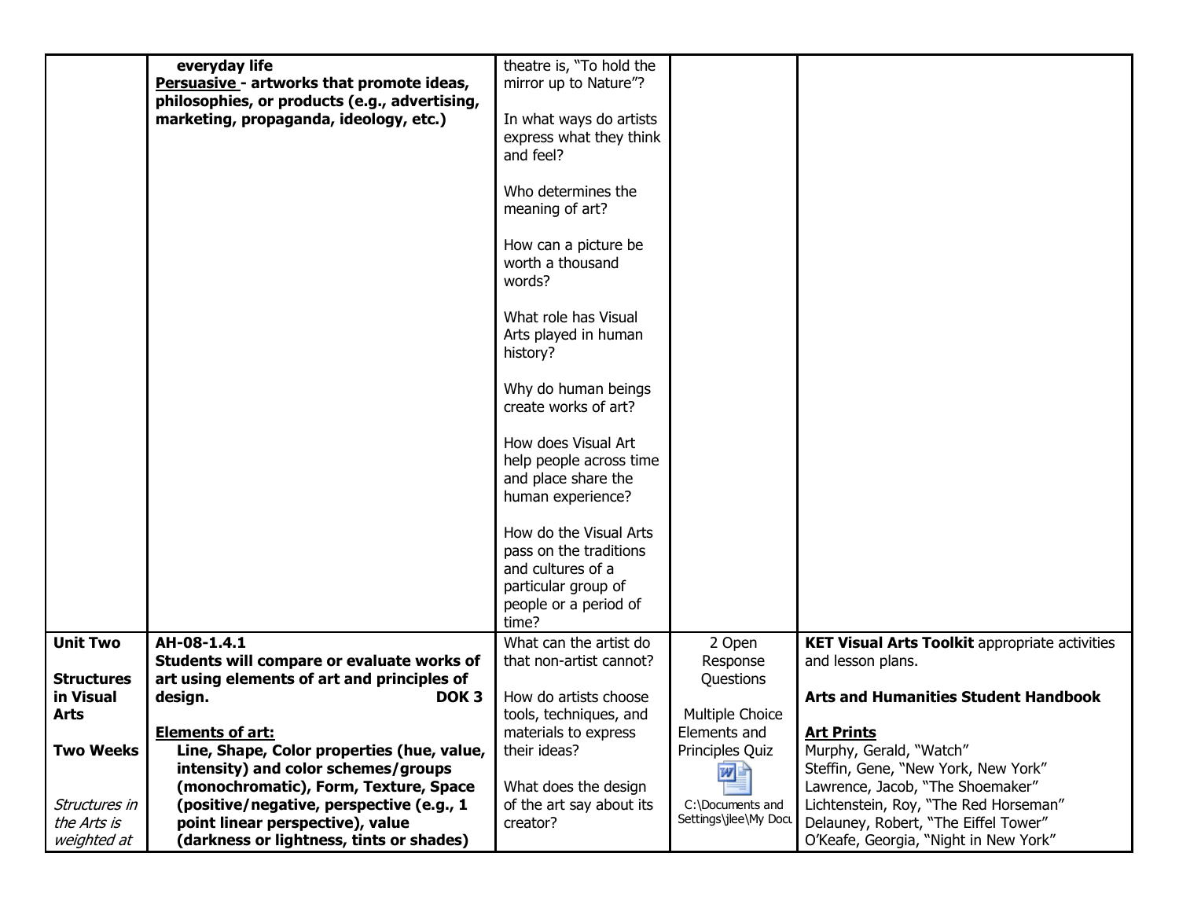| | | | | |
|---|---|---|---|---|
| | **everyday life**<br>**<u>Persuasive</u> - artworks that promote ideas, philosophies, or products (e.g., advertising, marketing, propaganda, ideology, etc.)** | theatre is, "To hold the mirror up to Nature"?<br><br>In what ways do artists express what they think and feel?<br><br>Who determines the meaning of art?<br><br>How can a picture be worth a thousand words?<br><br>What role has Visual Arts played in human history?<br><br>Why do human beings create works of art?<br><br>How does Visual Art help people across time and place share the human experience?<br><br>How do the Visual Arts pass on the traditions and cultures of a particular group of people or a period of time? | | |
| **Unit Two**<br><br>**Structures in Visual Arts**<br><br>**Two Weeks**<br><br>*Structures in the Arts is weighted at* | **AH-08-1.4.1**<br>**Students will compare or evaluate works of art using elements of art and principles of design. DOK 3**<br><br>**<u>Elements of art:</u>**<br>**Line, Shape, Color properties (hue, value, intensity) and color schemes/groups (monochromatic), Form, Texture, Space (positive/negative, perspective (e.g., 1 point linear perspective), value (darkness or lightness, tints or shades)** | What can the artist do that non-artist cannot?<br><br>How do artists choose tools, techniques, and materials to express their ideas?<br><br>What does the design of the art say about its creator? | 2 Open Response Questions<br><br>Multiple Choice Elements and Principles Quiz<br><br>C:\Documents and Settings\jlee\My Docu | **KET Visual Arts Toolkit** appropriate activities and lesson plans.<br><br>**Arts and Humanities Student Handbook**<br><br>**<u>Art Prints</u>**<br>Murphy, Gerald, "Watch"<br>Steffin, Gene, "New York, New York"<br>Lawrence, Jacob, "The Shoemaker"<br>Lichtenstein, Roy, "The Red Horseman"<br>Delauney, Robert, "The Eiffel Tower"<br>O'Keafe, Georgia, "Night in New York" |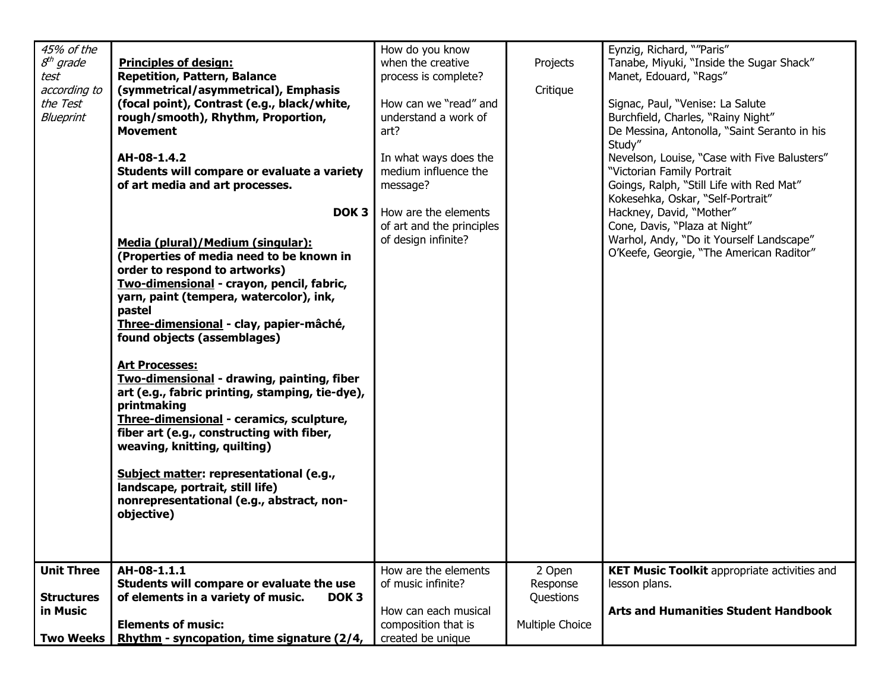| | | | | |
|---|---|---|---|---|
| *45% of the 8th grade test according to the Test Blueprint* | **Principles of design:**<br>**Repetition, Pattern, Balance (symmetrical/asymmetrical), Emphasis (focal point), Contrast (e.g., black/white, rough/smooth), Rhythm, Proportion, Movement**<br><br>**AH-08-1.4.2**<br>**Students will compare or evaluate a variety of art media and art processes.**<br>**DOK 3**<br><br>**Media (plural)/Medium (singular):**<br>**(Properties of media need to be known in order to respond to artworks)**<br>**Two-dimensional - crayon, pencil, fabric, yarn, paint (tempera, watercolor), ink, pastel**<br>**Three-dimensional - clay, papier-mâché, found objects (assemblages)**<br><br>**Art Processes:**<br>**Two-dimensional - drawing, painting, fiber art (e.g., fabric printing, stamping, tie-dye), printmaking**<br>**Three-dimensional - ceramics, sculpture, fiber art (e.g., constructing with fiber, weaving, knitting, quilting)**<br><br>**Subject matter: representational (e.g., landscape, portrait, still life) nonrepresentational (e.g., abstract, non-objective)** | How do you know when the creative process is complete?<br><br>How can we "read" and understand a work of art?<br><br>In what ways does the medium influence the message?<br><br>How are the elements of art and the principles of design infinite? | Projects<br><br>Critique | Eynzig, Richard, ""Paris"<br>Tanabe, Miyuki, "Inside the Sugar Shack"<br>Manet, Edouard, "Rags"<br><br>Signac, Paul, "Venise: La Salute<br>Burchfield, Charles, "Rainy Night"<br>De Messina, Antonolla, "Saint Seranto in his Study"<br>Nevelson, Louise, "Case with Five Balusters"<br>"Victorian Family Portrait<br>Goings, Ralph, "Still Life with Red Mat"<br>Kokesehka, Oskar, "Self-Portrait"<br>Hackney, David, "Mother"<br>Cone, Davis, "Plaza at Night"<br>Warhol, Andy, "Do it Yourself Landscape"<br>O'Keefe, Georgie, "The American Raditor" |
| **Unit Three**<br><br>**Structures in Music**<br><br>**Two Weeks** | **AH-08-1.1.1**<br>**Students will compare or evaluate the use of elements in a variety of music. DOK 3**<br><br>**Elements of music:**<br>**Rhythm - syncopation, time signature (2/4,** | How are the elements of music infinite?<br><br>How can each musical composition that is created be unique | 2 Open Response Questions<br><br>Multiple Choice | **KET Music Toolkit** appropriate activities and lesson plans.<br><br>**Arts and Humanities Student Handbook** |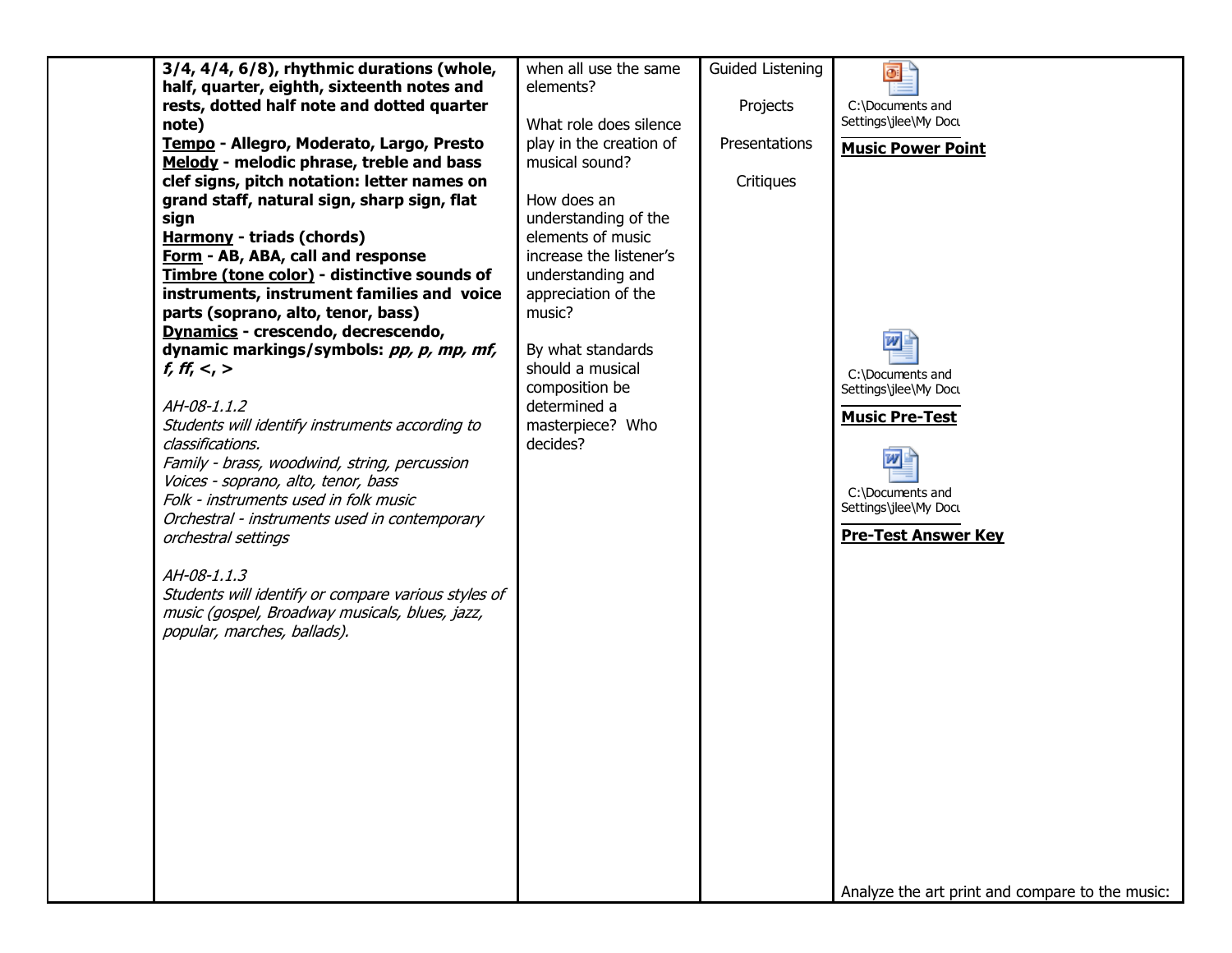| | | | | |
|---|---|---|---|---|
| | **3/4, 4/4, 6/8), rhythmic durations (whole, half, quarter, eighth, sixteenth notes and rests, dotted half note and dotted quarter note)**<br>**<u>Tempo</u> - Allegro, Moderato, Largo, Presto**<br>**<u>Melody</u> - melodic phrase, treble and bass clef signs, pitch notation: letter names on grand staff, natural sign, sharp sign, flat sign**<br>**<u>Harmony</u> - triads (chords)**<br>**<u>Form</u> - AB, ABA, call and response**<br>**<u>Timbre (tone color)</u> - distinctive sounds of instruments, instrument families and voice parts (soprano, alto, tenor, bass)**<br>**<u>Dynamics</u> - crescendo, decrescendo, dynamic markings/symbols: *pp, p, mp, mf, f, ff*, <, >**<br><br>*AH-08-1.1.2*<br>*Students will identify instruments according to classifications.*<br>*Family - brass, woodwind, string, percussion*<br>*Voices - soprano, alto, tenor, bass*<br>*Folk - instruments used in folk music*<br>*Orchestral - instruments used in contemporary orchestral settings*<br><br>*AH-08-1.1.3*<br>*Students will identify or compare various styles of music (gospel, Broadway musicals, blues, jazz, popular, marches, ballads).* | when all use the same elements?<br><br>What role does silence play in the creation of musical sound?<br><br>How does an understanding of the elements of music increase the listener's understanding and appreciation of the music?<br><br>By what standards should a musical composition be determined a masterpiece? Who decides? | Guided Listening<br><br>Projects<br><br>Presentations<br><br>Critiques | C:\Documents and Settings\jlee\My Docu<br>**<u>Music Power Point</u>**<br><br>C:\Documents and Settings\jlee\My Docu<br>**<u>Music Pre-Test</u>**<br><br>C:\Documents and Settings\jlee\My Docu<br>**<u>Pre-Test Answer Key</u>**<br><br>Analyze the art print and compare to the music: |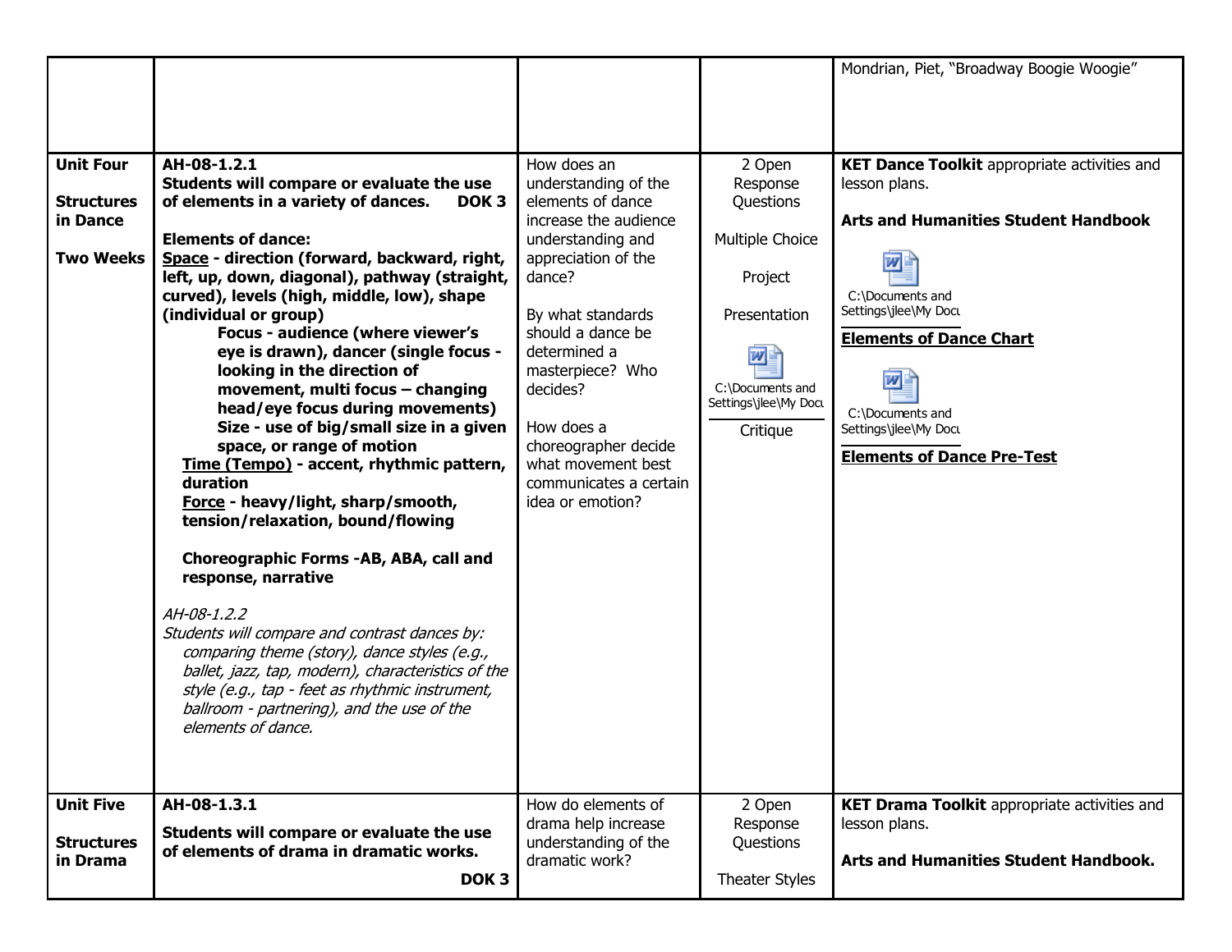| | | | | |
|---|---|---|---|---|
| | | | | Mondrian, Piet, “Broadway Boogie Woogie” |
| **Unit Four**<br><br>**Structures in Dance**<br><br>**Two Weeks** | **AH-08-1.2.1**<br>**Students will compare or evaluate the use of elements in a variety of dances. DOK 3**<br><br>**Elements of dance:**<br>**<u>Space</u> - direction (forward, backward, right, left, up, down, diagonal), pathway (straight, curved), levels (high, middle, low), shape (individual or group)**<br>**Focus - audience (where viewer’s eye is drawn), dancer (single focus - looking in the direction of movement, multi focus – changing head/eye focus during movements)**<br>**Size - use of big/small size in a given space, or range of motion**<br>**<u>Time (Tempo)</u> - accent, rhythmic pattern, duration**<br>**<u>Force</u> - heavy/light, sharp/smooth, tension/relaxation, bound/flowing**<br><br>**Choreographic Forms -AB, ABA, call and response, narrative**<br><br>*AH-08-1.2.2*<br>*Students will compare and contrast dances by: comparing theme (story), dance styles (e.g., ballet, jazz, tap, modern), characteristics of the style (e.g., tap - feet as rhythmic instrument, ballroom - partnering), and the use of the elements of dance.* | How does an understanding of the elements of dance increase the audience understanding and appreciation of the dance?<br><br>By what standards should a dance be determined a masterpiece? Who decides?<br><br>How does a choreographer decide what movement best communicates a certain idea or emotion? | 2 Open Response Questions<br><br>Multiple Choice<br><br>Project<br><br>Presentation<br><br>C:\Documents and Settings\jlee\My Docu<br><br>Critique | **KET Dance Toolkit** appropriate activities and lesson plans.<br><br>**Arts and Humanities Student Handbook**<br><br>C:\Documents and Settings\jlee\My Docu<br>**<u>Elements of Dance Chart</u>**<br><br>C:\Documents and Settings\jlee\My Docu<br>**<u>Elements of Dance Pre-Test</u>** |
| **Unit Five**<br><br>**Structures in Drama** | **AH-08-1.3.1**<br><br>**Students will compare or evaluate the use of elements of drama in dramatic works.**<br>**DOK 3** | How do elements of drama help increase understanding of the dramatic work? | 2 Open Response Questions<br><br>Theater Styles | **KET Drama Toolkit** appropriate activities and lesson plans.<br><br>**Arts and Humanities Student Handbook.** |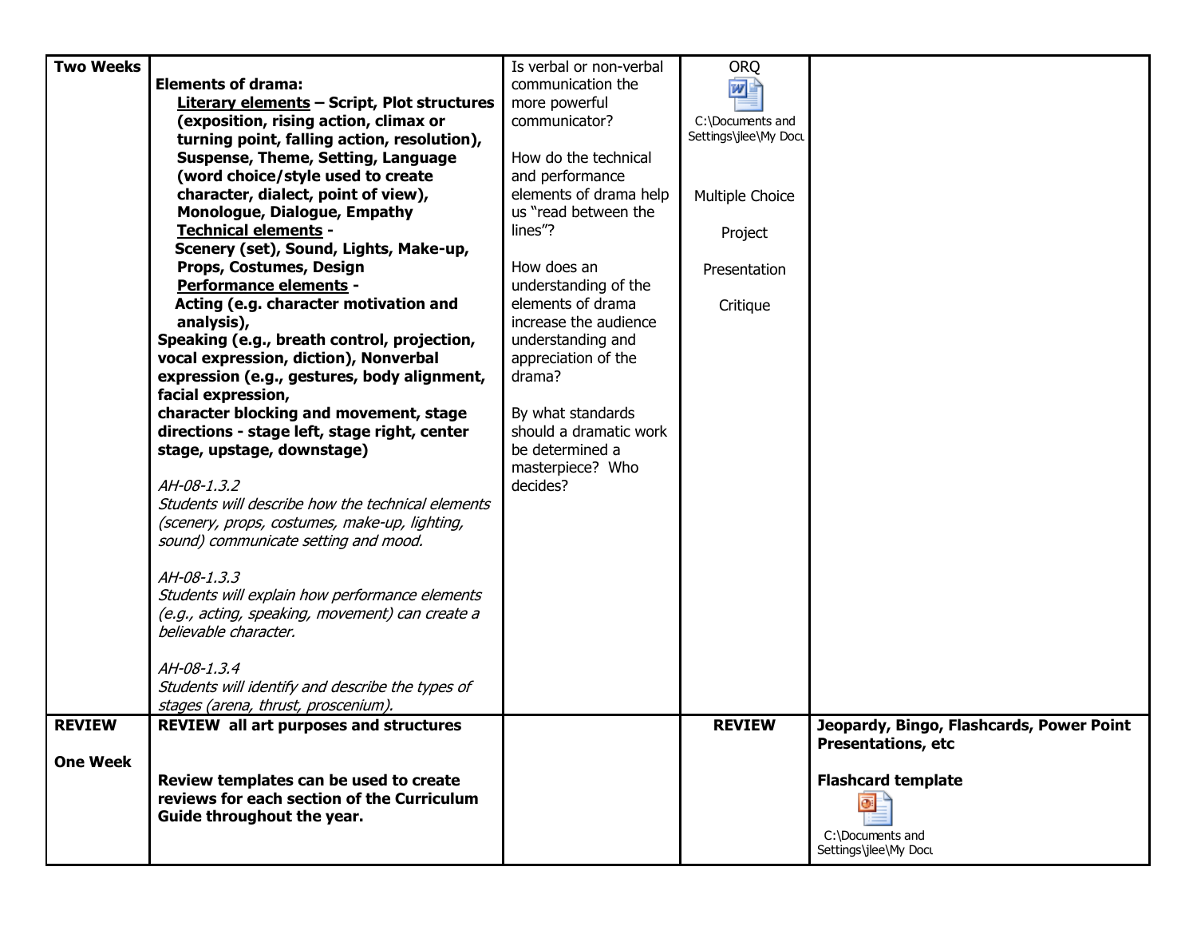| | | | | |
|---|---|---|---|---|
| **Two Weeks** | **Elements of drama:**<br>**<u>Literary elements</u> – Script, Plot structures (exposition, rising action, climax or turning point, falling action, resolution), Suspense, Theme, Setting, Language (word choice/style used to create character, dialect, point of view), Monologue, Dialogue, Empathy**<br>**<u>Technical elements</u> -**<br>**Scenery (set), Sound, Lights, Make-up, Props, Costumes, Design**<br>**<u>Performance elements</u> -**<br>**Acting (e.g. character motivation and analysis),**<br>**Speaking (e.g., breath control, projection, vocal expression, diction), Nonverbal expression (e.g., gestures, body alignment, facial expression,**<br>**character blocking and movement, stage directions - stage left, stage right, center stage, upstage, downstage)**<br><br>*AH-08-1.3.2*<br>*Students will describe how the technical elements (scenery, props, costumes, make-up, lighting, sound) communicate setting and mood.*<br><br>*AH-08-1.3.3*<br>*Students will explain how performance elements (e.g., acting, speaking, movement) can create a believable character.*<br><br>*AH-08-1.3.4*<br>*Students will identify and describe the types of stages (arena, thrust, proscenium).* | Is verbal or non-verbal communication the more powerful communicator?<br><br>How do the technical and performance elements of drama help us "read between the lines"?<br><br>How does an understanding of the elements of drama increase the audience understanding and appreciation of the drama?<br><br>By what standards should a dramatic work be determined a masterpiece? Who decides? | ORQ<br>C:\Documents and Settings\jlee\My Docu<br><br>Multiple Choice<br><br>Project<br><br>Presentation<br><br>Critique | |
| **REVIEW**<br><br>**One Week** | **REVIEW all art purposes and structures**<br><br>**Review templates can be used to create reviews for each section of the Curriculum Guide throughout the year.** | | **REVIEW** | **Jeopardy, Bingo, Flashcards, Power Point Presentations, etc**<br><br>**Flashcard template**<br>C:\Documents and Settings\jlee\My Docu |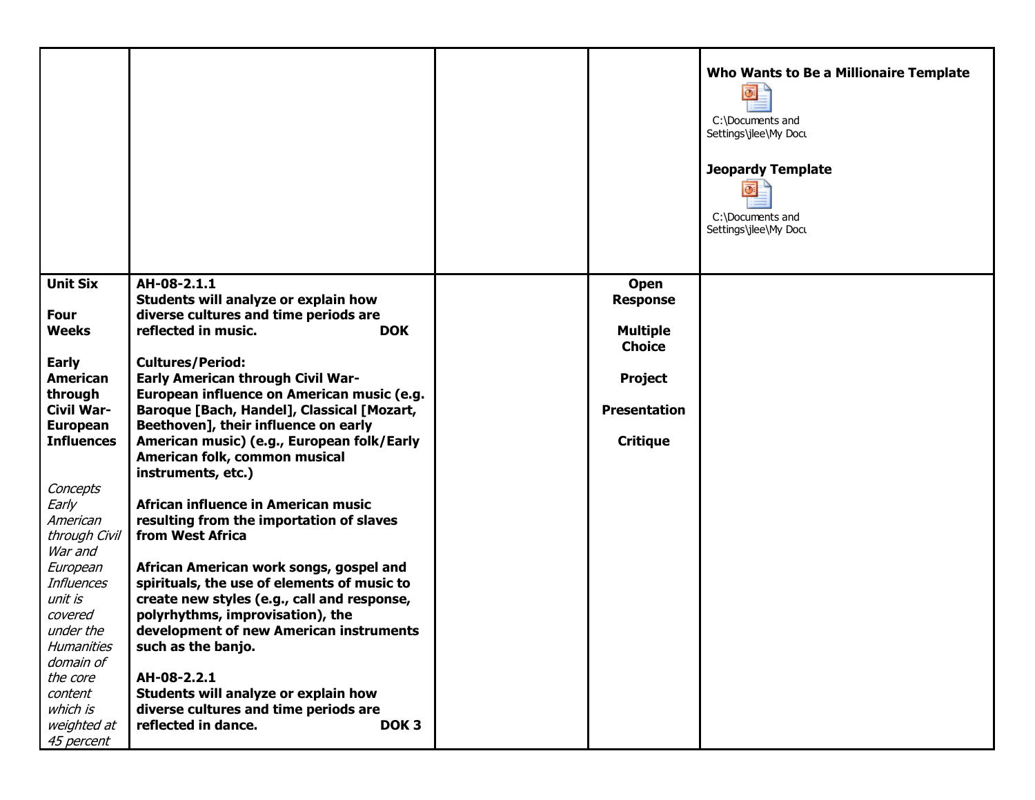| | | | | |
|---|---|---|---|---|
| | | | | **Who Wants to Be a Millionaire Template**<br>C:\Documents and Settings\jlee\My Docu<br><br>**Jeopardy Template**<br>C:\Documents and Settings\jlee\My Docu |
| **Unit Six**<br><br>**Four Weeks**<br><br>**Early American through Civil War-European Influences**<br><br>*Concepts Early American through Civil War and European Influences unit is covered under the Humanities domain of the core content which is weighted at 45 percent* | **AH-08-2.1.1**<br>**Students will analyze or explain how diverse cultures and time periods are reflected in music. DOK**<br><br>**Cultures/Period:**<br>**Early American through Civil War-European influence on American music (e.g. Baroque [Bach, Handel], Classical [Mozart, Beethoven], their influence on early American music) (e.g., European folk/Early American folk, common musical instruments, etc.)**<br><br>**African influence in American music resulting from the importation of slaves from West Africa**<br><br>**African American work songs, gospel and spirituals, the use of elements of music to create new styles (e.g., call and response, polyrhythms, improvisation), the development of new American instruments such as the banjo.**<br><br>**AH-08-2.2.1**<br>**Students will analyze or explain how diverse cultures and time periods are reflected in dance. DOK 3** | | **Open Response**<br><br>**Multiple Choice**<br><br>**Project**<br><br>**Presentation**<br><br>**Critique** | |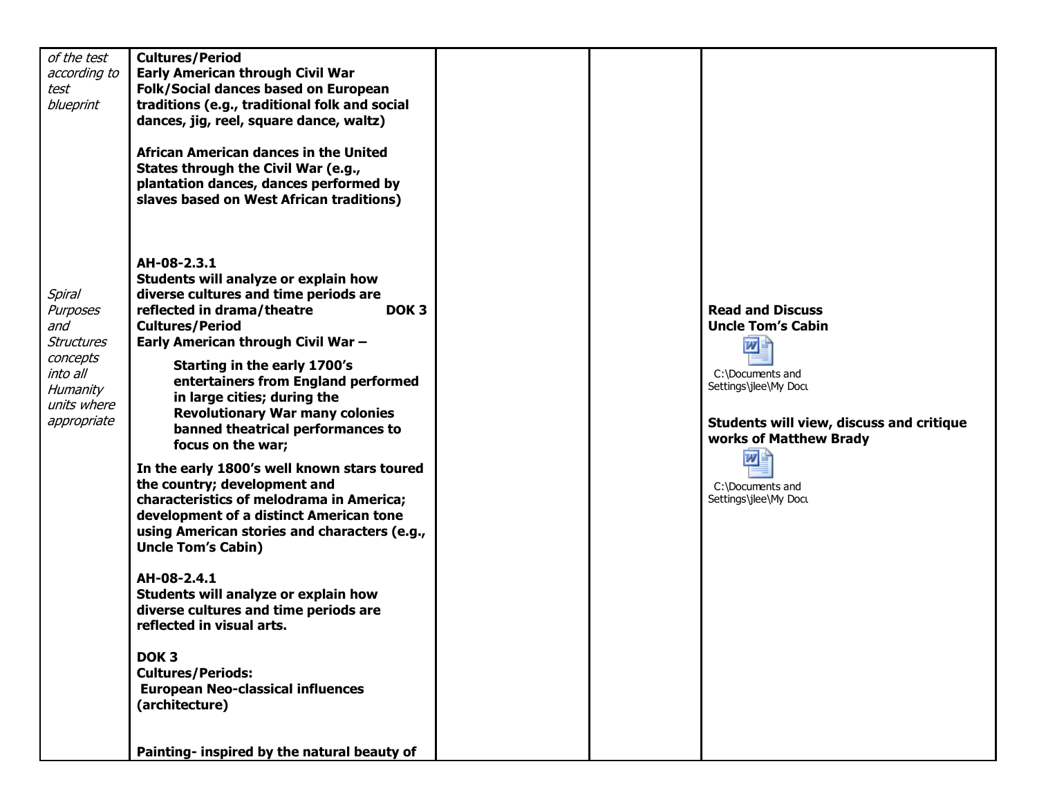| | | | | |
|---|---|---|---|---|
| *of the test according to test blueprint* | **Cultures/Period**<br>**Early American through Civil War**<br>**Folk/Social dances based on European traditions (e.g., traditional folk and social dances, jig, reel, square dance, waltz)**<br><br>**African American dances in the United States through the Civil War (e.g., plantation dances, dances performed by slaves based on West African traditions)** | | | |
| *Spiral Purposes and Structures concepts into all Humanity units where appropriate* | **AH-08-2.3.1**<br>**Students will analyze or explain how diverse cultures and time periods are reflected in drama/theatre DOK 3**<br>**Cultures/Period**<br>**Early American through Civil War –**<br>**Starting in the early 1700's entertainers from England performed in large cities; during the Revolutionary War many colonies banned theatrical performances to focus on the war;**<br>**In the early 1800's well known stars toured the country; development and characteristics of melodrama in America; development of a distinct American tone using American stories and characters (e.g., Uncle Tom's Cabin)**<br><br>**AH-08-2.4.1**<br>**Students will analyze or explain how diverse cultures and time periods are reflected in visual arts.**<br><br>**DOK 3**<br>**Cultures/Periods:**<br>**European Neo-classical influences (architecture)**<br><br>**Painting- inspired by the natural beauty of** | | | **Read and Discuss**<br>**Uncle Tom's Cabin**<br>C:\Documents and Settings\jlee\My Docu<br><br>**Students will view, discuss and critique works of Matthew Brady**<br>C:\Documents and Settings\jlee\My Docu |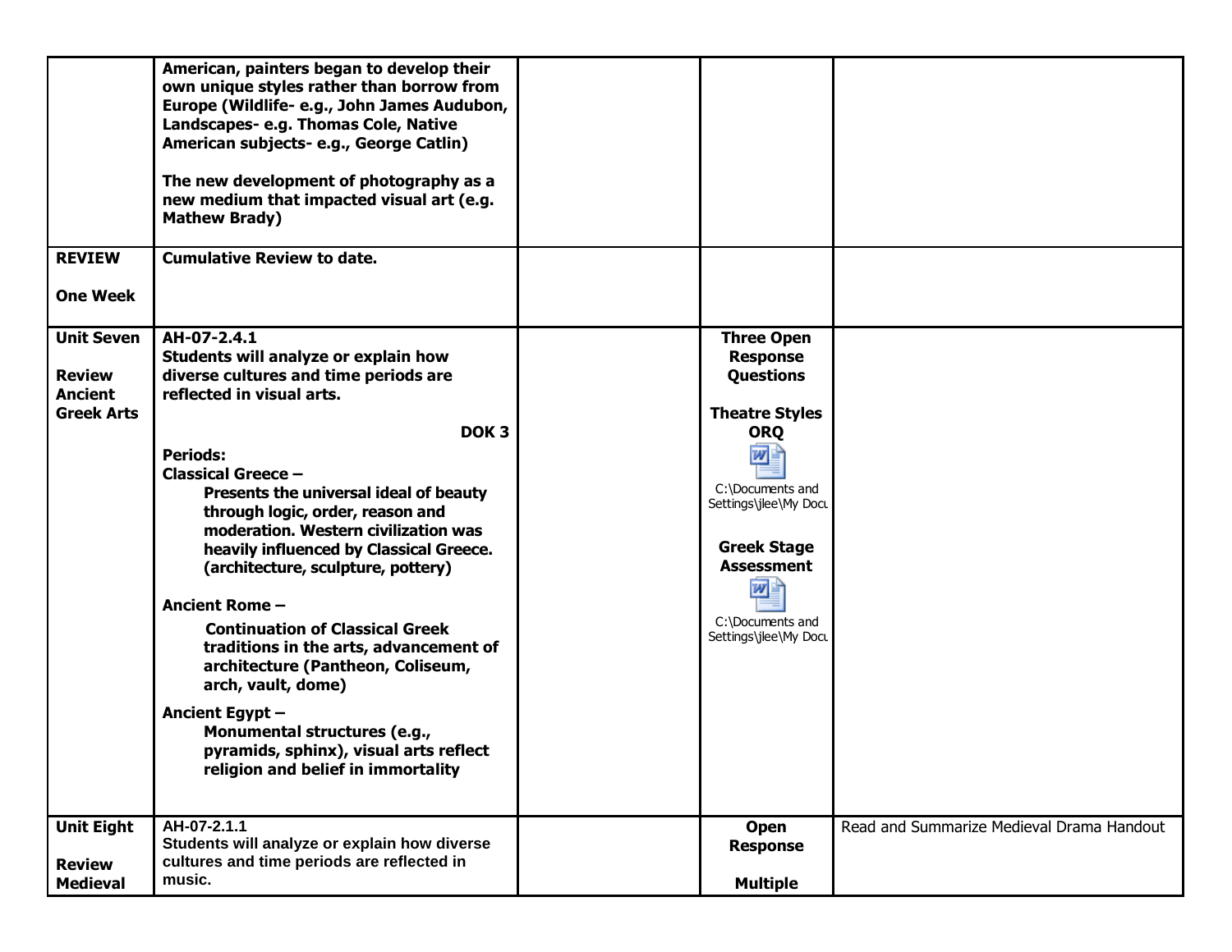| | | | | |
|---|---|---|---|---|
| | **American, painters began to develop their own unique styles rather than borrow from Europe (Wildlife- e.g., John James Audubon, Landscapes- e.g. Thomas Cole, Native American subjects- e.g., George Catlin)**<br><br>**The new development of photography as a new medium that impacted visual art (e.g. Mathew Brady)** | | | |
| **REVIEW**<br><br>**One Week** | **Cumulative Review to date.** | | | |
| **Unit Seven**<br><br>**Review Ancient Greek Arts** | **AH-07-2.4.1**<br>**Students will analyze or explain how diverse cultures and time periods are reflected in visual arts.**<br><br>**DOK 3**<br>**Periods:**<br>**Classical Greece –**<br>**Presents the universal ideal of beauty through logic, order, reason and moderation. Western civilization was heavily influenced by Classical Greece. (architecture, sculpture, pottery)**<br><br>**Ancient Rome –**<br>**Continuation of Classical Greek traditions in the arts, advancement of architecture (Pantheon, Coliseum, arch, vault, dome)**<br><br>**Ancient Egypt –**<br>**Monumental structures (e.g., pyramids, sphinx), visual arts reflect religion and belief in immortality** | | **Three Open Response Questions**<br><br>**Theatre Styles ORQ**<br>C:\Documents and Settings\jlee\My Docu<br><br>**Greek Stage Assessment**<br>C:\Documents and Settings\jlee\My Docu | |
| **Unit Eight**<br><br>**Review Medieval** | **AH-07-2.1.1**<br>**Students will analyze or explain how diverse cultures and time periods are reflected in music.** | | **Open Response**<br><br>**Multiple** | Read and Summarize Medieval Drama Handout |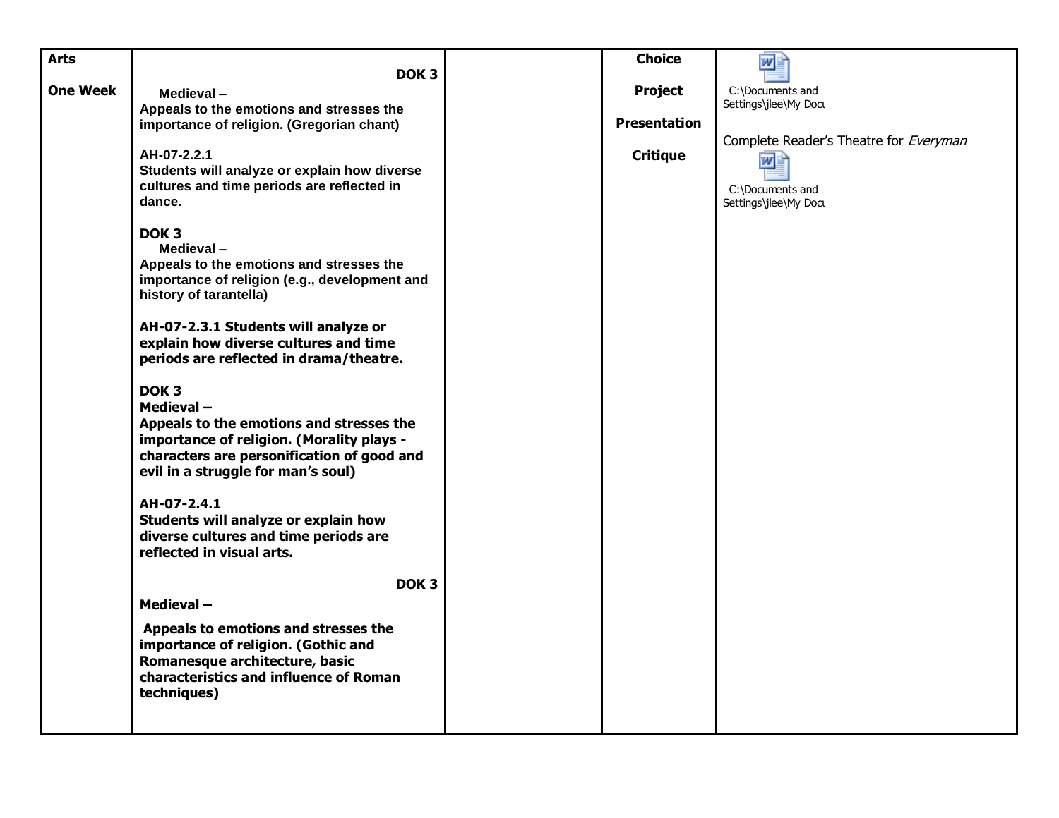| Arts<br><br>One Week | DOK 3<br><br>Medieval –<br>Appeals to the emotions and stresses the importance of religion. (Gregorian chant)<br><br>AH-07-2.2.1<br>Students will analyze or explain how diverse cultures and time periods are reflected in dance.<br><br>DOK 3<br>Medieval –<br>Appeals to the emotions and stresses the importance of religion (e.g., development and history of tarantella)<br><br>AH-07-2.3.1 Students will analyze or explain how diverse cultures and time periods are reflected in drama/theatre.<br><br>DOK 3<br>Medieval –<br>Appeals to the emotions and stresses the importance of religion. (Morality plays - characters are personification of good and evil in a struggle for man's soul)<br><br>AH-07-2.4.1<br>Students will analyze or explain how diverse cultures and time periods are reflected in visual arts.<br><br>DOK 3<br>Medieval –<br>Appeals to emotions and stresses the importance of religion. (Gothic and Romanesque architecture, basic characteristics and influence of Roman techniques) | | Choice<br><br>Project<br><br>Presentation<br><br>Critique | C:\Documents and Settings\jlee\My Docu<br><br>Complete Reader's Theatre for *Everyman*<br><br>C:\Documents and Settings\jlee\My Docu |
|---|---|---|---|---|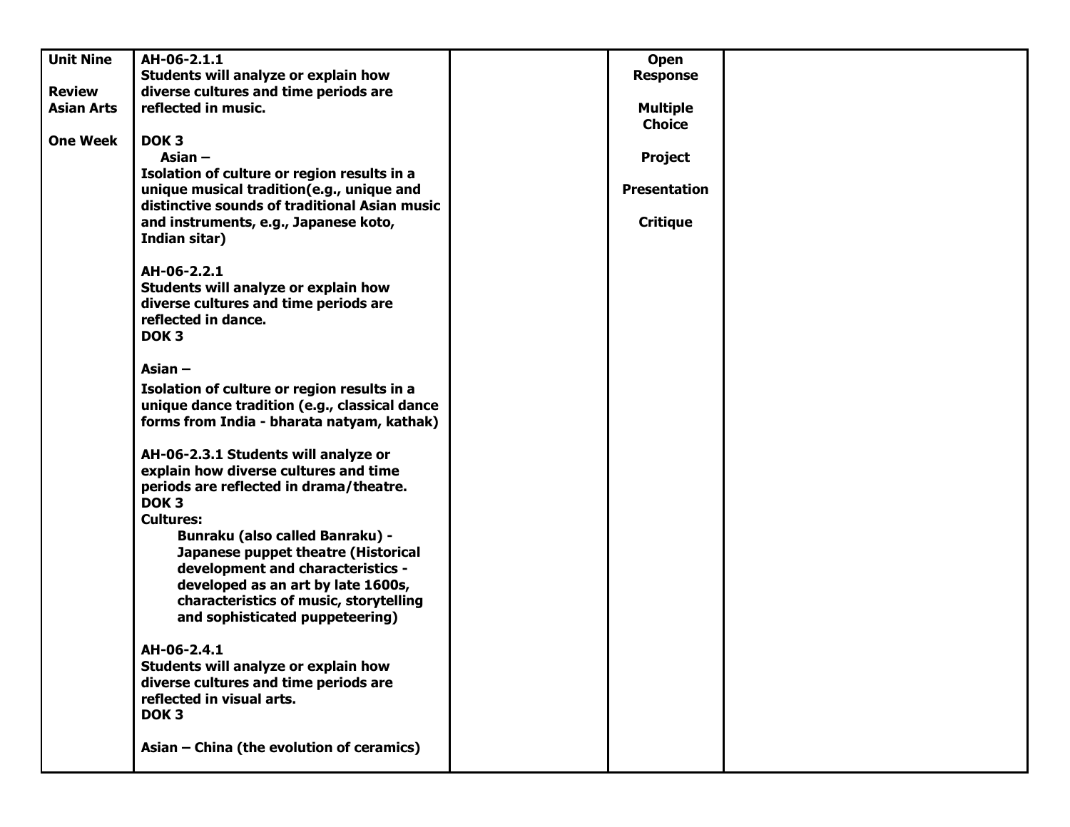| | | | | |
|---|---|---|---|---|
| **Unit Nine**<br><br>**Review Asian Arts**<br><br>**One Week** | **AH-06-2.1.1**<br>**Students will analyze or explain how diverse cultures and time periods are reflected in music.**<br><br>**DOK 3**<br>**Asian –**<br>**Isolation of culture or region results in a unique musical tradition(e.g., unique and distinctive sounds of traditional Asian music and instruments, e.g., Japanese koto, Indian sitar)**<br><br>**AH-06-2.2.1**<br>**Students will analyze or explain how diverse cultures and time periods are reflected in dance.**<br>**DOK 3**<br><br>**Asian –**<br>**Isolation of culture or region results in a unique dance tradition (e.g., classical dance forms from India - bharata natyam, kathak)**<br><br>**AH-06-2.3.1 Students will analyze or explain how diverse cultures and time periods are reflected in drama/theatre.**<br>**DOK 3**<br>**Cultures:**<br>**Bunraku (also called Banraku) - Japanese puppet theatre (Historical development and characteristics - developed as an art by late 1600s, characteristics of music, storytelling and sophisticated puppeteering)**<br><br>**AH-06-2.4.1**<br>**Students will analyze or explain how diverse cultures and time periods are reflected in visual arts.**<br>**DOK 3**<br><br>**Asian – China (the evolution of ceramics)** | | **Open Response**<br><br>**Multiple Choice**<br><br>**Project**<br><br>**Presentation**<br><br>**Critique** | |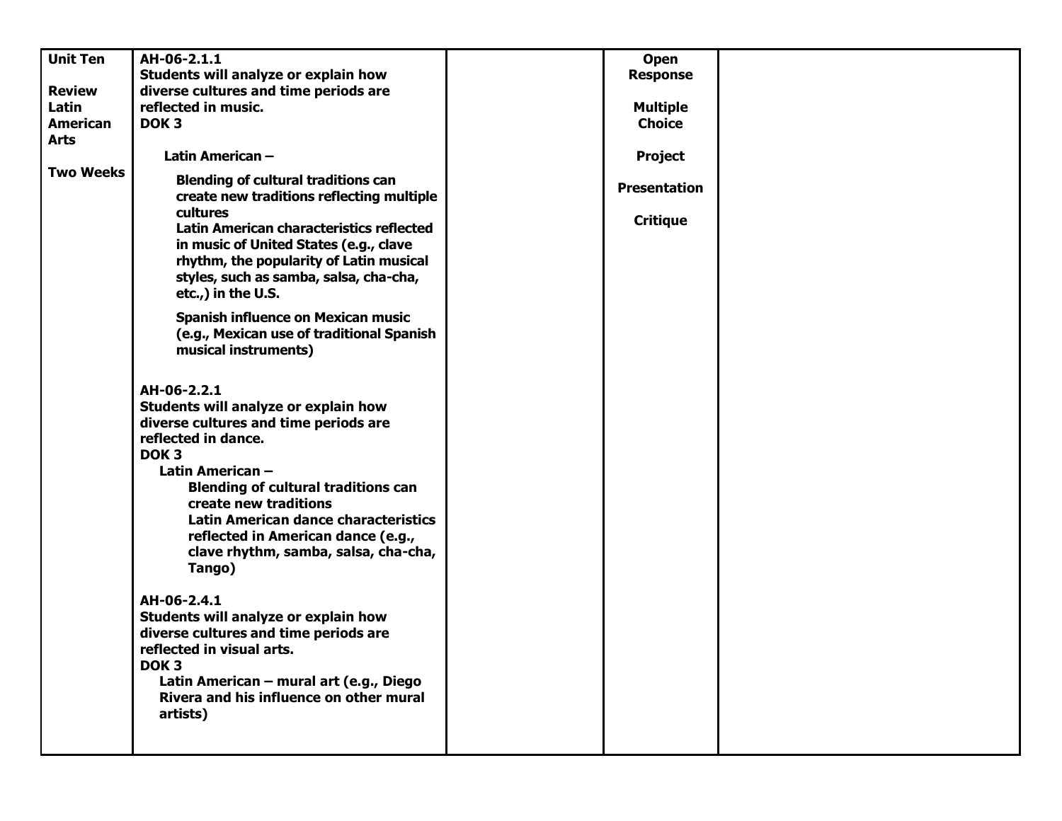| | | | | |
|---|---|---|---|---|
| **Unit Ten**<br><br>**Review Latin American Arts**<br><br>**Two Weeks** | **AH-06-2.1.1**<br>**Students will analyze or explain how diverse cultures and time periods are reflected in music.**<br>**DOK 3**<br><br>**Latin American –**<br><br>**Blending of cultural traditions can create new traditions reflecting multiple cultures**<br>**Latin American characteristics reflected in music of United States (e.g., clave rhythm, the popularity of Latin musical styles, such as samba, salsa, cha-cha, etc.,) in the U.S.**<br><br>**Spanish influence on Mexican music (e.g., Mexican use of traditional Spanish musical instruments)**<br><br>**AH-06-2.2.1**<br>**Students will analyze or explain how diverse cultures and time periods are reflected in dance.**<br>**DOK 3**<br>**Latin American –**<br>**Blending of cultural traditions can create new traditions**<br>**Latin American dance characteristics reflected in American dance (e.g., clave rhythm, samba, salsa, cha-cha, Tango)**<br><br>**AH-06-2.4.1**<br>**Students will analyze or explain how diverse cultures and time periods are reflected in visual arts.**<br>**DOK 3**<br>**Latin American – mural art (e.g., Diego Rivera and his influence on other mural artists)** | | **Open Response**<br><br>**Multiple Choice**<br><br>**Project**<br><br>**Presentation**<br><br>**Critique** | |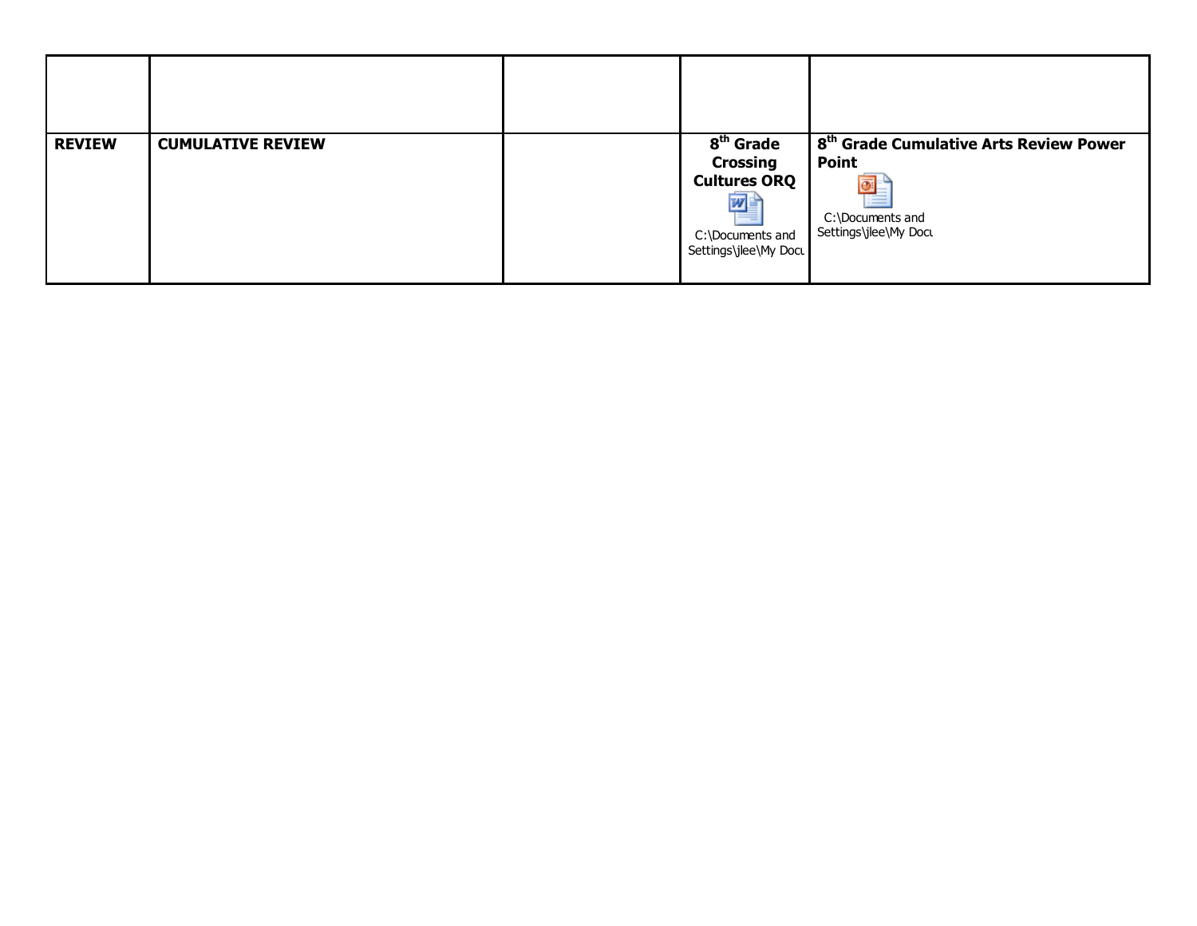| | | | | |
|---|---|---|---|---|
| | | | | |
| **REVIEW** | **CUMULATIVE REVIEW** | | **8th Grade Crossing Cultures ORQ** C:\Documents and Settings\jlee\My Docu | **8th Grade Cumulative Arts Review Power Point** C:\Documents and Settings\jlee\My Docu |